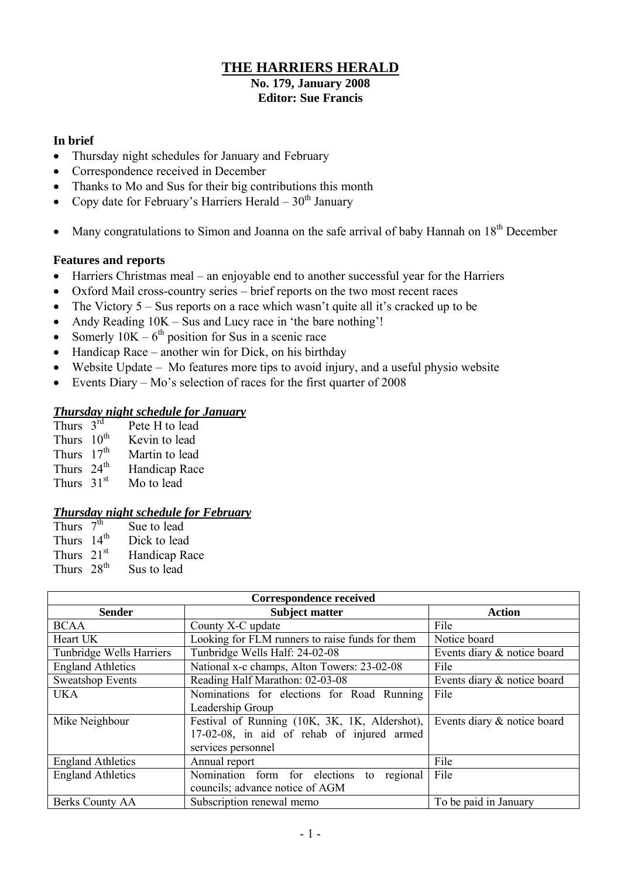# THE HARRIERS HERALD

**No. 179, January 2008**
**Editor: Sue Francis**

### In brief

- Thursday night schedules for January and February
- Correspondence received in December
- Thanks to Mo and Sus for their big contributions this month
- Copy date for February's Harriers Herald – 30th January
- Many congratulations to Simon and Joanna on the safe arrival of baby Hannah on 18th December

### Features and reports

- Harriers Christmas meal – an enjoyable end to another successful year for the Harriers
- Oxford Mail cross-country series – brief reports on the two most recent races
- The Victory 5 – Sus reports on a race which wasn't quite all it's cracked up to be
- Andy Reading 10K – Sus and Lucy race in 'the bare nothing'!
- Somerly 10K – 6th position for Sus in a scenic race
- Handicap Race – another win for Dick, on his birthday
- Website Update – Mo features more tips to avoid injury, and a useful physio website
- Events Diary – Mo's selection of races for the first quarter of 2008

### ***Thursday night schedule for January***

Thurs 3rd Pete H to lead
Thurs 10th Kevin to lead
Thurs 17th Martin to lead
Thurs 24th Handicap Race
Thurs 31st Mo to lead

### ***Thursday night schedule for February***

Thurs 7th Sue to lead
Thurs 14th Dick to lead
Thurs 21st Handicap Race
Thurs 28th Sus to lead

| Correspondence received | | |
|---|---|---|
| **Sender** | **Subject matter** | **Action** |
| BCAA | County X-C update | File |
| Heart UK | Looking for FLM runners to raise funds for them | Notice board |
| Tunbridge Wells Harriers | Tunbridge Wells Half: 24-02-08 | Events diary & notice board |
| England Athletics | National x-c champs, Alton Towers: 23-02-08 | File |
| Sweatshop Events | Reading Half Marathon: 02-03-08 | Events diary & notice board |
| UKA | Nominations for elections for Road Running Leadership Group | File |
| Mike Neighbour | Festival of Running (10K, 3K, 1K, Aldershot), 17-02-08, in aid of rehab of injured armed services personnel | Events diary & notice board |
| England Athletics | Annual report | File |
| England Athletics | Nomination form for elections to regional councils; advance notice of AGM | File |
| Berks County AA | Subscription renewal memo | To be paid in January |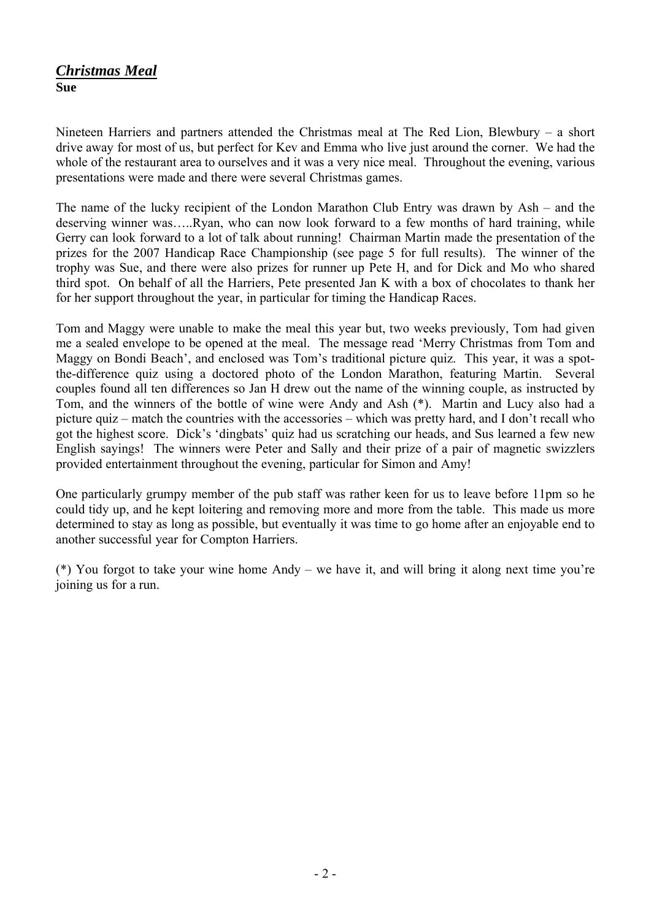## ***Christmas Meal***

**Sue**

Nineteen Harriers and partners attended the Christmas meal at The Red Lion, Blewbury – a short drive away for most of us, but perfect for Kev and Emma who live just around the corner. We had the whole of the restaurant area to ourselves and it was a very nice meal. Throughout the evening, various presentations were made and there were several Christmas games.

The name of the lucky recipient of the London Marathon Club Entry was drawn by Ash – and the deserving winner was…..Ryan, who can now look forward to a few months of hard training, while Gerry can look forward to a lot of talk about running! Chairman Martin made the presentation of the prizes for the 2007 Handicap Race Championship (see page 5 for full results). The winner of the trophy was Sue, and there were also prizes for runner up Pete H, and for Dick and Mo who shared third spot. On behalf of all the Harriers, Pete presented Jan K with a box of chocolates to thank her for her support throughout the year, in particular for timing the Handicap Races.

Tom and Maggy were unable to make the meal this year but, two weeks previously, Tom had given me a sealed envelope to be opened at the meal. The message read 'Merry Christmas from Tom and Maggy on Bondi Beach', and enclosed was Tom's traditional picture quiz. This year, it was a spot-the-difference quiz using a doctored photo of the London Marathon, featuring Martin. Several couples found all ten differences so Jan H drew out the name of the winning couple, as instructed by Tom, and the winners of the bottle of wine were Andy and Ash (*). Martin and Lucy also had a picture quiz – match the countries with the accessories – which was pretty hard, and I don't recall who got the highest score. Dick's 'dingbats' quiz had us scratching our heads, and Sus learned a few new English sayings! The winners were Peter and Sally and their prize of a pair of magnetic swizzlers provided entertainment throughout the evening, particular for Simon and Amy!

One particularly grumpy member of the pub staff was rather keen for us to leave before 11pm so he could tidy up, and he kept loitering and removing more and more from the table. This made us more determined to stay as long as possible, but eventually it was time to go home after an enjoyable end to another successful year for Compton Harriers.

(*) You forgot to take your wine home Andy – we have it, and will bring it along next time you're joining us for a run.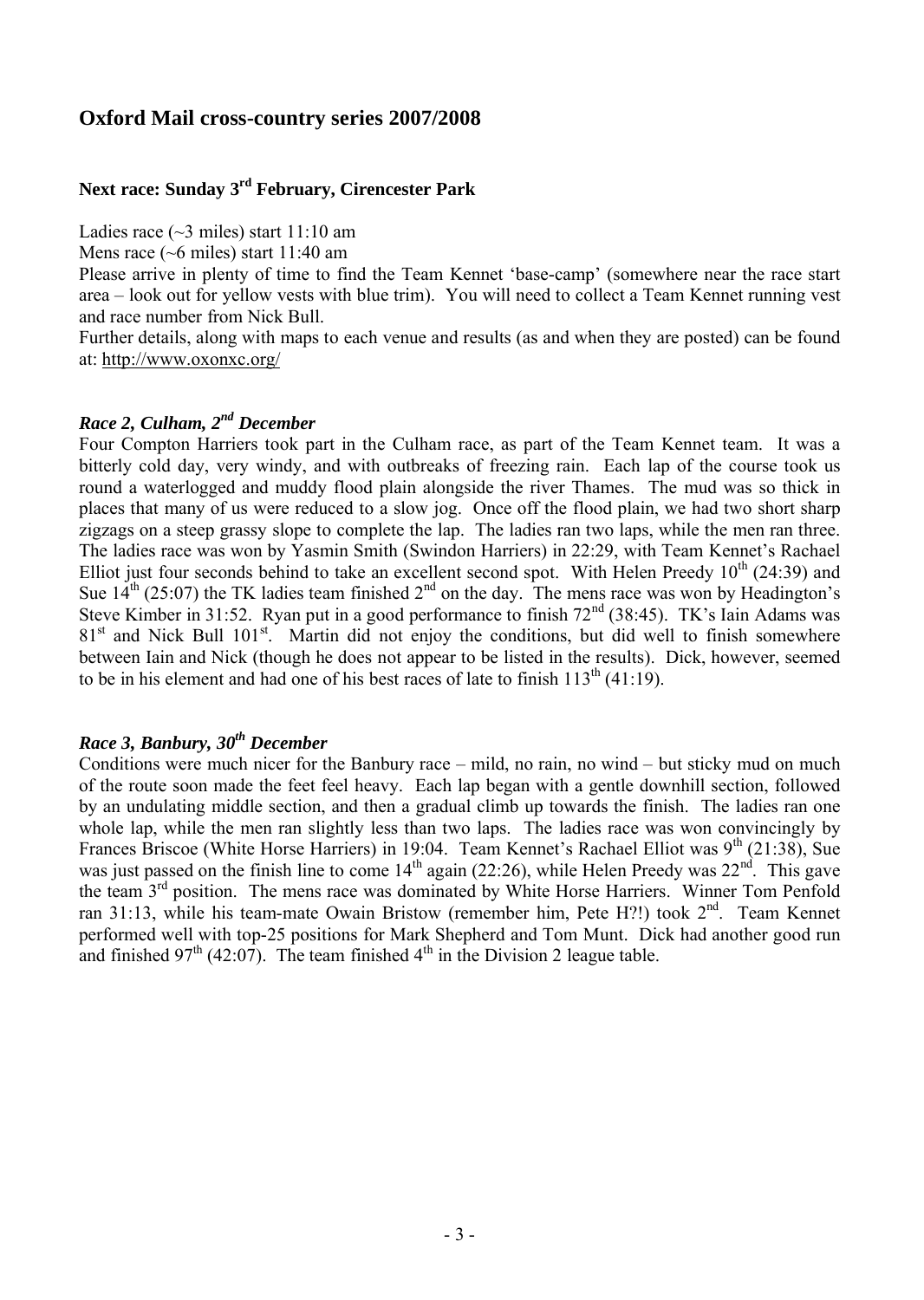## Oxford Mail cross-country series 2007/2008

### Next race: Sunday 3rd February, Cirencester Park

Ladies race (~3 miles) start 11:10 am
Mens race (~6 miles) start 11:40 am
Please arrive in plenty of time to find the Team Kennet 'base-camp' (somewhere near the race start area – look out for yellow vests with blue trim). You will need to collect a Team Kennet running vest and race number from Nick Bull.
Further details, along with maps to each venue and results (as and when they are posted) can be found at: http://www.oxonxc.org/

### *Race 2, Culham, 2nd December*

Four Compton Harriers took part in the Culham race, as part of the Team Kennet team. It was a bitterly cold day, very windy, and with outbreaks of freezing rain. Each lap of the course took us round a waterlogged and muddy flood plain alongside the river Thames. The mud was so thick in places that many of us were reduced to a slow jog. Once off the flood plain, we had two short sharp zigzags on a steep grassy slope to complete the lap. The ladies ran two laps, while the men ran three. The ladies race was won by Yasmin Smith (Swindon Harriers) in 22:29, with Team Kennet's Rachael Elliot just four seconds behind to take an excellent second spot. With Helen Preedy 10th (24:39) and Sue 14th (25:07) the TK ladies team finished 2nd on the day. The mens race was won by Headington's Steve Kimber in 31:52. Ryan put in a good performance to finish 72nd (38:45). TK's Iain Adams was 81st and Nick Bull 101st. Martin did not enjoy the conditions, but did well to finish somewhere between Iain and Nick (though he does not appear to be listed in the results). Dick, however, seemed to be in his element and had one of his best races of late to finish 113th (41:19).

### *Race 3, Banbury, 30th December*

Conditions were much nicer for the Banbury race – mild, no rain, no wind – but sticky mud on much of the route soon made the feet feel heavy. Each lap began with a gentle downhill section, followed by an undulating middle section, and then a gradual climb up towards the finish. The ladies ran one whole lap, while the men ran slightly less than two laps. The ladies race was won convincingly by Frances Briscoe (White Horse Harriers) in 19:04. Team Kennet's Rachael Elliot was 9th (21:38), Sue was just passed on the finish line to come 14th again (22:26), while Helen Preedy was 22nd. This gave the team 3rd position. The mens race was dominated by White Horse Harriers. Winner Tom Penfold ran 31:13, while his team-mate Owain Bristow (remember him, Pete H?!) took 2nd. Team Kennet performed well with top-25 positions for Mark Shepherd and Tom Munt. Dick had another good run and finished 97th (42:07). The team finished 4th in the Division 2 league table.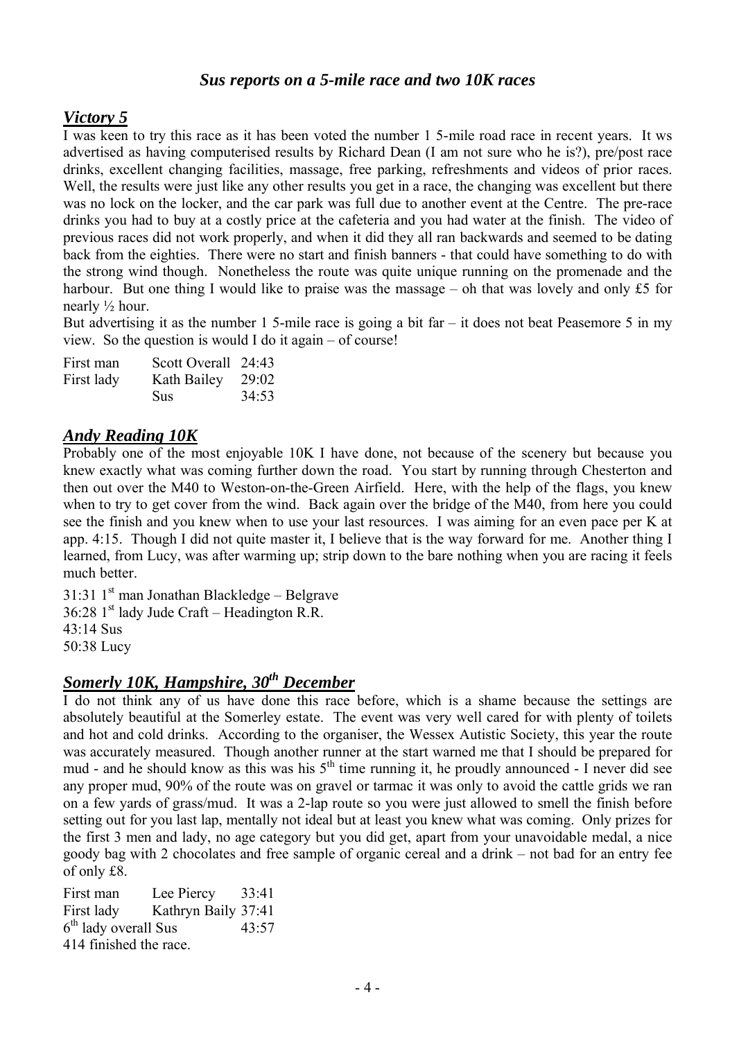## *Sus reports on a 5-mile race and two 10K races*

### *Victory 5*

I was keen to try this race as it has been voted the number 1 5-mile road race in recent years. It ws advertised as having computerised results by Richard Dean (I am not sure who he is?), pre/post race drinks, excellent changing facilities, massage, free parking, refreshments and videos of prior races. Well, the results were just like any other results you get in a race, the changing was excellent but there was no lock on the locker, and the car park was full due to another event at the Centre. The pre-race drinks you had to buy at a costly price at the cafeteria and you had water at the finish. The video of previous races did not work properly, and when it did they all ran backwards and seemed to be dating back from the eighties. There were no start and finish banners - that could have something to do with the strong wind though. Nonetheless the route was quite unique running on the promenade and the harbour. But one thing I would like to praise was the massage – oh that was lovely and only £5 for nearly ½ hour.

But advertising it as the number 1 5-mile race is going a bit far – it does not beat Peasemore 5 in my view. So the question is would I do it again – of course!

| | | |
|---|---|---|
| First man | Scott Overall | 24:43 |
| First lady | Kath Bailey | 29:02 |
| | Sus | 34:53 |

### *Andy Reading 10K*

Probably one of the most enjoyable 10K I have done, not because of the scenery but because you knew exactly what was coming further down the road. You start by running through Chesterton and then out over the M40 to Weston-on-the-Green Airfield. Here, with the help of the flags, you knew when to try to get cover from the wind. Back again over the bridge of the M40, from here you could see the finish and you knew when to use your last resources. I was aiming for an even pace per K at app. 4:15. Though I did not quite master it, I believe that is the way forward for me. Another thing I learned, from Lucy, was after warming up; strip down to the bare nothing when you are racing it feels much better.

31:31 1st man Jonathan Blackledge – Belgrave
36:28 1st lady Jude Craft – Headington R.R.
43:14 Sus
50:38 Lucy

### *Somerly 10K, Hampshire, 30th December*

I do not think any of us have done this race before, which is a shame because the settings are absolutely beautiful at the Somerley estate. The event was very well cared for with plenty of toilets and hot and cold drinks. According to the organiser, the Wessex Autistic Society, this year the route was accurately measured. Though another runner at the start warned me that I should be prepared for mud - and he should know as this was his 5th time running it, he proudly announced - I never did see any proper mud, 90% of the route was on gravel or tarmac it was only to avoid the cattle grids we ran on a few yards of grass/mud. It was a 2-lap route so you were just allowed to smell the finish before setting out for you last lap, mentally not ideal but at least you knew what was coming. Only prizes for the first 3 men and lady, no age category but you did get, apart from your unavoidable medal, a nice goody bag with 2 chocolates and free sample of organic cereal and a drink – not bad for an entry fee of only £8.

| | | |
|---|---|---|
| First man | Lee Piercy | 33:41 |
| First lady | Kathryn Baily | 37:41 |
| 6th lady overall | Sus | 43:57 |

414 finished the race.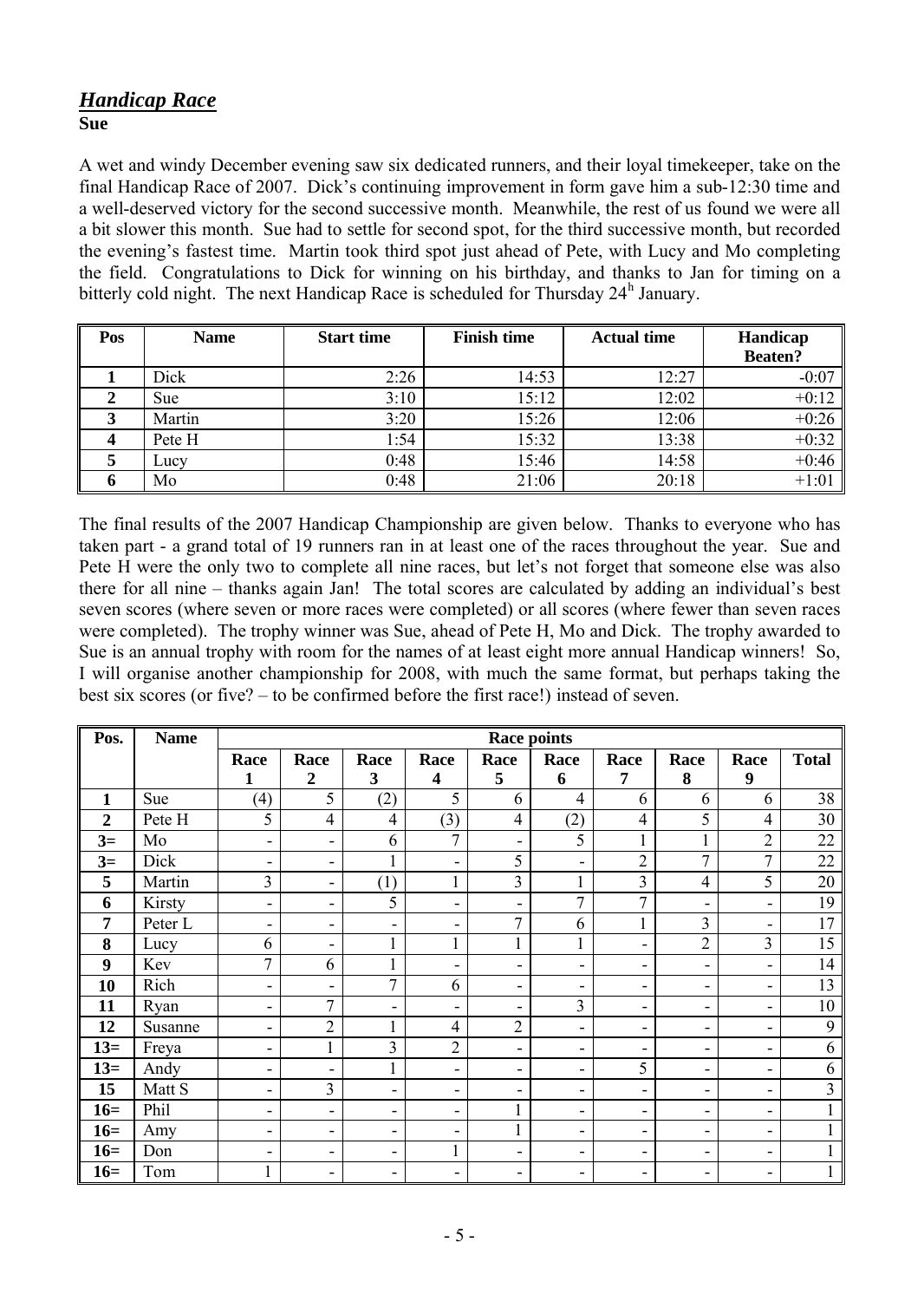## *Handicap Race*

**Sue**

A wet and windy December evening saw six dedicated runners, and their loyal timekeeper, take on the final Handicap Race of 2007. Dick's continuing improvement in form gave him a sub-12:30 time and a well-deserved victory for the second successive month. Meanwhile, the rest of us found we were all a bit slower this month. Sue had to settle for second spot, for the third successive month, but recorded the evening's fastest time. Martin took third spot just ahead of Pete, with Lucy and Mo completing the field. Congratulations to Dick for winning on his birthday, and thanks to Jan for timing on a bitterly cold night. The next Handicap Race is scheduled for Thursday 24[h] January.

| Pos | Name | Start time | Finish time | Actual time | Handicap Beaten? |
|---|---|---|---|---|---|
| 1 | Dick | 2:26 | 14:53 | 12:27 | -0:07 |
| 2 | Sue | 3:10 | 15:12 | 12:02 | +0:12 |
| 3 | Martin | 3:20 | 15:26 | 12:06 | +0:26 |
| 4 | Pete H | 1:54 | 15:32 | 13:38 | +0:32 |
| 5 | Lucy | 0:48 | 15:46 | 14:58 | +0:46 |
| 6 | Mo | 0:48 | 21:06 | 20:18 | +1:01 |

The final results of the 2007 Handicap Championship are given below. Thanks to everyone who has taken part - a grand total of 19 runners ran in at least one of the races throughout the year. Sue and Pete H were the only two to complete all nine races, but let's not forget that someone else was also there for all nine – thanks again Jan! The total scores are calculated by adding an individual's best seven scores (where seven or more races were completed) or all scores (where fewer than seven races were completed). The trophy winner was Sue, ahead of Pete H, Mo and Dick. The trophy awarded to Sue is an annual trophy with room for the names of at least eight more annual Handicap winners! So, I will organise another championship for 2008, with much the same format, but perhaps taking the best six scores (or five? – to be confirmed before the first race!) instead of seven.

| Pos. | Name | Race points | | | | | | | | | |
|---|---|---|---|---|---|---|---|---|---|---|---|
| | | Race 1 | Race 2 | Race 3 | Race 4 | Race 5 | Race 6 | Race 7 | Race 8 | Race 9 | Total |
| 1 | Sue | (4) | 5 | (2) | 5 | 6 | 4 | 6 | 6 | 6 | 38 |
| 2 | Pete H | 5 | 4 | 4 | (3) | 4 | (2) | 4 | 5 | 4 | 30 |
| 3= | Mo | - | - | 6 | 7 | - | 5 | 1 | 1 | 2 | 22 |
| 3= | Dick | - | - | 1 | - | 5 | - | 2 | 7 | 7 | 22 |
| 5 | Martin | 3 | - | (1) | 1 | 3 | 1 | 3 | 4 | 5 | 20 |
| 6 | Kirsty | - | - | 5 | - | - | 7 | 7 | - | - | 19 |
| 7 | Peter L | - | - | - | - | 7 | 6 | 1 | 3 | - | 17 |
| 8 | Lucy | 6 | - | 1 | 1 | 1 | 1 | - | 2 | 3 | 15 |
| 9 | Kev | 7 | 6 | 1 | - | - | - | - | - | - | 14 |
| 10 | Rich | - | - | 7 | 6 | - | - | - | - | - | 13 |
| 11 | Ryan | - | 7 | - | - | - | 3 | - | - | - | 10 |
| 12 | Susanne | - | 2 | 1 | 4 | 2 | - | - | - | - | 9 |
| 13= | Freya | - | 1 | 3 | 2 | - | - | - | - | - | 6 |
| 13= | Andy | - | - | 1 | - | - | - | 5 | - | - | 6 |
| 15 | Matt S | - | 3 | - | - | - | - | - | - | - | 3 |
| 16= | Phil | - | - | - | - | 1 | - | - | - | - | 1 |
| 16= | Amy | - | - | - | - | 1 | - | - | - | - | 1 |
| 16= | Don | - | - | - | 1 | - | - | - | - | - | 1 |
| 16= | Tom | 1 | - | - | - | - | - | - | - | - | 1 |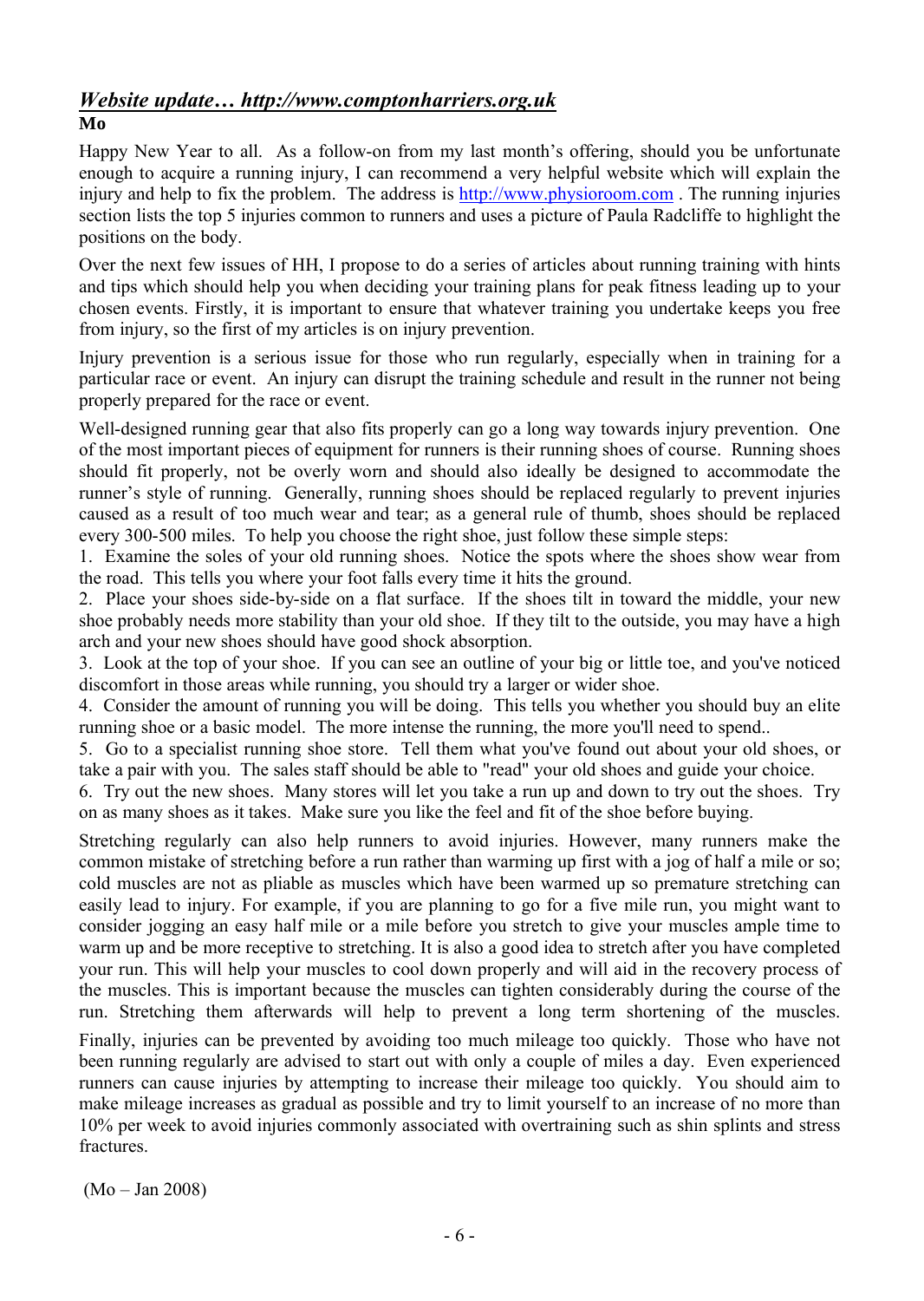## *Website update… http://www.comptonharriers.org.uk*

**Mo**

Happy New Year to all. As a follow-on from my last month's offering, should you be unfortunate enough to acquire a running injury, I can recommend a very helpful website which will explain the injury and help to fix the problem. The address is http://www.physioroom.com . The running injuries section lists the top 5 injuries common to runners and uses a picture of Paula Radcliffe to highlight the positions on the body.

Over the next few issues of HH, I propose to do a series of articles about running training with hints and tips which should help you when deciding your training plans for peak fitness leading up to your chosen events. Firstly, it is important to ensure that whatever training you undertake keeps you free from injury, so the first of my articles is on injury prevention.

Injury prevention is a serious issue for those who run regularly, especially when in training for a particular race or event. An injury can disrupt the training schedule and result in the runner not being properly prepared for the race or event.

Well-designed running gear that also fits properly can go a long way towards injury prevention. One of the most important pieces of equipment for runners is their running shoes of course. Running shoes should fit properly, not be overly worn and should also ideally be designed to accommodate the runner's style of running. Generally, running shoes should be replaced regularly to prevent injuries caused as a result of too much wear and tear; as a general rule of thumb, shoes should be replaced every 300-500 miles. To help you choose the right shoe, just follow these simple steps:

1. Examine the soles of your old running shoes. Notice the spots where the shoes show wear from the road. This tells you where your foot falls every time it hits the ground.
2. Place your shoes side-by-side on a flat surface. If the shoes tilt in toward the middle, your new shoe probably needs more stability than your old shoe. If they tilt to the outside, you may have a high arch and your new shoes should have good shock absorption.
3. Look at the top of your shoe. If you can see an outline of your big or little toe, and you've noticed discomfort in those areas while running, you should try a larger or wider shoe.
4. Consider the amount of running you will be doing. This tells you whether you should buy an elite running shoe or a basic model. The more intense the running, the more you'll need to spend..
5. Go to a specialist running shoe store. Tell them what you've found out about your old shoes, or take a pair with you. The sales staff should be able to "read" your old shoes and guide your choice.
6. Try out the new shoes. Many stores will let you take a run up and down to try out the shoes. Try on as many shoes as it takes. Make sure you like the feel and fit of the shoe before buying.

Stretching regularly can also help runners to avoid injuries. However, many runners make the common mistake of stretching before a run rather than warming up first with a jog of half a mile or so; cold muscles are not as pliable as muscles which have been warmed up so premature stretching can easily lead to injury. For example, if you are planning to go for a five mile run, you might want to consider jogging an easy half mile or a mile before you stretch to give your muscles ample time to warm up and be more receptive to stretching. It is also a good idea to stretch after you have completed your run. This will help your muscles to cool down properly and will aid in the recovery process of the muscles. This is important because the muscles can tighten considerably during the course of the run. Stretching them afterwards will help to prevent a long term shortening of the muscles.

Finally, injuries can be prevented by avoiding too much mileage too quickly. Those who have not been running regularly are advised to start out with only a couple of miles a day. Even experienced runners can cause injuries by attempting to increase their mileage too quickly. You should aim to make mileage increases as gradual as possible and try to limit yourself to an increase of no more than 10% per week to avoid injuries commonly associated with overtraining such as shin splints and stress fractures.

(Mo – Jan 2008)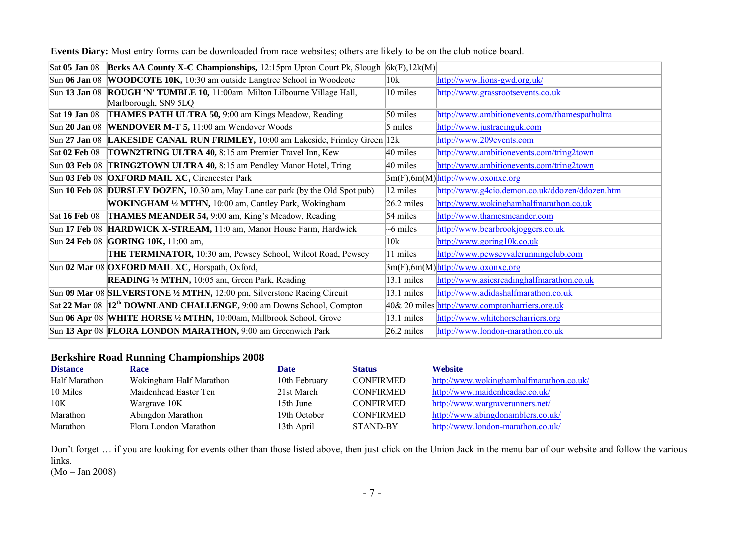**Events Diary:** Most entry forms can be downloaded from race websites; others are likely to be on the club notice board.

| | | | |
|---|---|---|---|
| Sat **05 Jan** 08 | **Berks AA County X-C Championships,** 12:15pm Upton Court Pk, Slough | 6k(F),12k(M) | |
| Sun **06 Jan** 08 | **WOODCOTE 10K,** 10:30 am outside Langtree School in Woodcote | 10k | http://www.lions-gwd.org.uk/ |
| Sun **13 Jan** 08 | **ROUGH 'N' TUMBLE 10,** 11:00am Milton Lilbourne Village Hall, Marlborough, SN9 5LQ | 10 miles | http://www.grassrootsevents.co.uk |
| Sat **19 Jan** 08 | **THAMES PATH ULTRA 50,** 9:00 am Kings Meadow, Reading | 50 miles | http://www.ambitionevents.com/thamespathultra |
| Sun **20 Jan** 08 | **WENDOVER M-T 5,** 11:00 am Wendover Woods | 5 miles | http://www.justracinguk.com |
| Sun **27 Jan** 08 | **LAKESIDE CANAL RUN FRIMLEY,** 10:00 am Lakeside, Frimley Green | 12k | http://www.209events.com |
| Sat **02 Feb** 08 | **TOWN2TRING ULTRA 40,** 8:15 am Premier Travel Inn, Kew | 40 miles | http://www.ambitionevents.com/tring2town |
| Sun **03 Feb** 08 | **TRING2TOWN ULTRA 40,** 8:15 am Pendley Manor Hotel, Tring | 40 miles | http://www.ambitionevents.com/tring2town |
| Sun **03 Feb** 08 | **OXFORD MAIL XC,** Cirencester Park | 3m(F),6m(M) | http://www.oxonxc.org |
| Sun **10 Feb** 08 | **DURSLEY DOZEN,** 10.30 am, May Lane car park (by the Old Spot pub) | 12 miles | http://www.g4cio.demon.co.uk/ddozen/ddozen.htm |
| | **WOKINGHAM ½ MTHN,** 10:00 am, Cantley Park, Wokingham | 26.2 miles | http://www.wokinghamhalfmarathon.co.uk |
| Sat **16 Feb** 08 | **THAMES MEANDER 54,** 9:00 am, King's Meadow, Reading | 54 miles | http://www.thamesmeander.com |
| Sun **17 Feb** 08 | **HARDWICK X-STREAM,** 11:0 am, Manor House Farm, Hardwick | ~6 miles | http://www.bearbrookjoggers.co.uk |
| Sun **24 Feb** 08 | **GORING 10K,** 11:00 am, | 10k | http://www.goring10k.co.uk |
| | **THE TERMINATOR,** 10:30 am, Pewsey School, Wilcot Road, Pewsey | 11 miles | http://www.pewseyvalerunningclub.com |
| Sun **02 Mar** 08 | **OXFORD MAIL XC,** Horspath, Oxford, | 3m(F),6m(M) | http://www.oxonxc.org |
| | **READING ½ MTHN,** 10:05 am, Green Park, Reading | 13.1 miles | http://www.asicsreadinghalfmarathon.co.uk |
| Sun **09 Mar** 08 | **SILVERSTONE ½ MTHN,** 12:00 pm, Silverstone Racing Circuit | 13.1 miles | http://www.adidashalfmarathon.co.uk |
| Sat **22 Mar** 08 | **12th DOWNLAND CHALLENGE,** 9:00 am Downs School, Compton | 40& 20 miles | http://www.comptonharriers.org.uk |
| Sun **06 Apr** 08 | **WHITE HORSE ½ MTHN,** 10:00am, Millbrook School, Grove | 13.1 miles | http://www.whitehorseharriers.org |
| Sun **13 Apr** 08 | **FLORA LONDON MARATHON,** 9:00 am Greenwich Park | 26.2 miles | http://www.london-marathon.co.uk |

## Berkshire Road Running Championships 2008

| Distance | Race | Date | Status | Website |
|---|---|---|---|---|
| Half Marathon | Wokingham Half Marathon | 10th February | CONFIRMED | http://www.wokinghamhalfmarathon.co.uk/ |
| 10 Miles | Maidenhead Easter Ten | 21st March | CONFIRMED | http://www.maidenheadac.co.uk/ |
| 10K | Wargrave 10K | 15th June | CONFIRMED | http://www.wargraverunners.net/ |
| Marathon | Abingdon Marathon | 19th October | CONFIRMED | http://www.abingdonamblers.co.uk/ |
| Marathon | Flora London Marathon | 13th April | STAND-BY | http://www.london-marathon.co.uk/ |

Don't forget … if you are looking for events other than those listed above, then just click on the Union Jack in the menu bar of our website and follow the various links.

(Mo – Jan 2008)